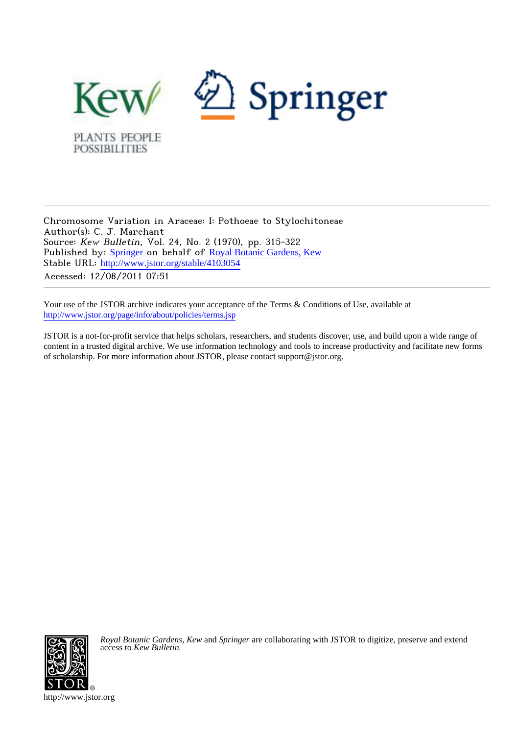Kew

PLANTS PEOPLE POSSIBILITIES

Springer

---

Chromosome Variation in Araceae: I: Pothoeae to Stylochitoneae
Author(s): C. J. Marchant
Source: *Kew Bulletin*, Vol. 24, No. 2 (1970), pp. 315-322
Published by: Springer on behalf of Royal Botanic Gardens, Kew
Stable URL: http://www.jstor.org/stable/4103054
Accessed: 12/08/2011 07:51

---

Your use of the JSTOR archive indicates your acceptance of the Terms & Conditions of Use, available at
http://www.jstor.org/page/info/about/policies/terms.jsp

JSTOR is a not-for-profit service that helps scholars, researchers, and students discover, use, and build upon a wide range of content in a trusted digital archive. We use information technology and tools to increase productivity and facilitate new forms of scholarship. For more information about JSTOR, please contact support@jstor.org.

*Royal Botanic Gardens, Kew* and *Springer* are collaborating with JSTOR to digitize, preserve and extend access to *Kew Bulletin*.

http://www.jstor.org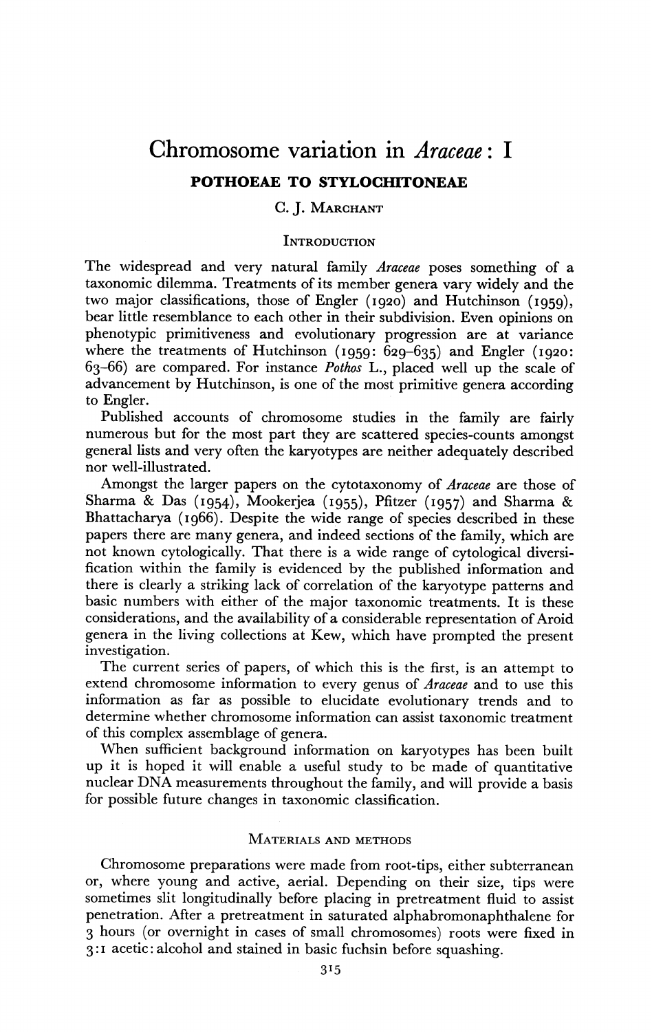# Chromosome variation in *Araceae*: I

## POTHOEAE TO STYLOCHITONEAE

C. J. Marchant

### Introduction

The widespread and very natural family *Araceae* poses something of a taxonomic dilemma. Treatments of its member genera vary widely and the two major classifications, those of Engler (1920) and Hutchinson (1959), bear little resemblance to each other in their subdivision. Even opinions on phenotypic primitiveness and evolutionary progression are at variance where the treatments of Hutchinson (1959: 629–635) and Engler (1920: 63–66) are compared. For instance *Pothos* L., placed well up the scale of advancement by Hutchinson, is one of the most primitive genera according to Engler.

Published accounts of chromosome studies in the family are fairly numerous but for the most part they are scattered species-counts amongst general lists and very often the karyotypes are neither adequately described nor well-illustrated.

Amongst the larger papers on the cytotaxonomy of *Araceae* are those of Sharma & Das (1954), Mookerjea (1955), Pfitzer (1957) and Sharma & Bhattacharya (1966). Despite the wide range of species described in these papers there are many genera, and indeed sections of the family, which are not known cytologically. That there is a wide range of cytological diversification within the family is evidenced by the published information and there is clearly a striking lack of correlation of the karyotype patterns and basic numbers with either of the major taxonomic treatments. It is these considerations, and the availability of a considerable representation of Aroid genera in the living collections at Kew, which have prompted the present investigation.

The current series of papers, of which this is the first, is an attempt to extend chromosome information to every genus of *Araceae* and to use this information as far as possible to elucidate evolutionary trends and to determine whether chromosome information can assist taxonomic treatment of this complex assemblage of genera.

When sufficient background information on karyotypes has been built up it is hoped it will enable a useful study to be made of quantitative nuclear DNA measurements throughout the family, and will provide a basis for possible future changes in taxonomic classification.

### Materials and methods

Chromosome preparations were made from root-tips, either subterranean or, where young and active, aerial. Depending on their size, tips were sometimes slit longitudinally before placing in pretreatment fluid to assist penetration. After a pretreatment in saturated alphabromonaphthalene for 3 hours (or overnight in cases of small chromosomes) roots were fixed in 3:1 acetic: alcohol and stained in basic fuchsin before squashing.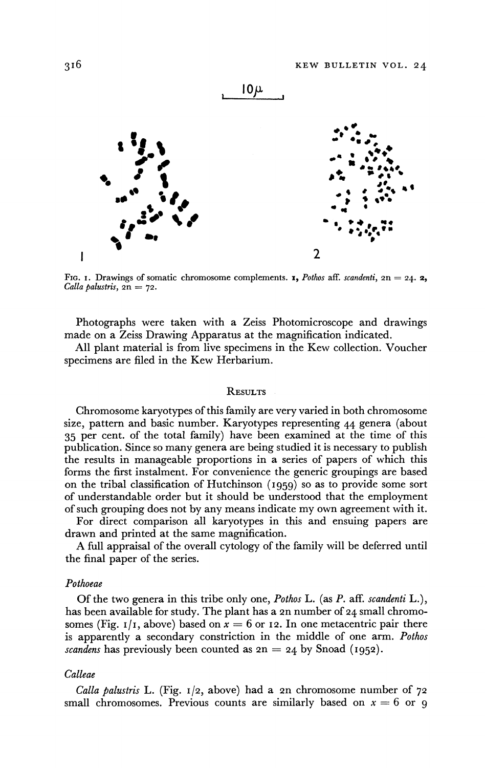FIG. 1. Drawings of somatic chromosome complements. **1**, *Pothos* aff. *scandenti*, 2n = 24. **2**, *Calla palustris*, 2n = 72.

Photographs were taken with a Zeiss Photomicroscope and drawings made on a Zeiss Drawing Apparatus at the magnification indicated.

All plant material is from live specimens in the Kew collection. Voucher specimens are filed in the Kew Herbarium.

## RESULTS

Chromosome karyotypes of this family are very varied in both chromosome size, pattern and basic number. Karyotypes representing 44 genera (about 35 per cent. of the total family) have been examined at the time of this publication. Since so many genera are being studied it is necessary to publish the results in manageable proportions in a series of papers of which this forms the first instalment. For convenience the generic groupings are based on the tribal classification of Hutchinson (1959) so as to provide some sort of understandable order but it should be understood that the employment of such grouping does not by any means indicate my own agreement with it.

For direct comparison all karyotypes in this and ensuing papers are drawn and printed at the same magnification.

A full appraisal of the overall cytology of the family will be deferred until the final paper of the series.

### *Pothoeae*

Of the two genera in this tribe only one, *Pothos* L. (as *P.* aff. *scandenti* L.), has been available for study. The plant has a 2n number of 24 small chromosomes (Fig. 1/1, above) based on $x = 6$ or 12. In one metacentric pair there is apparently a secondary constriction in the middle of one arm. *Pothos scandens* has previously been counted as 2n = 24 by Snoad (1952).

### *Calleae*

*Calla palustris* L. (Fig. 1/2, above) had a 2n chromosome number of 72 small chromosomes. Previous counts are similarly based on $x = 6$ or 9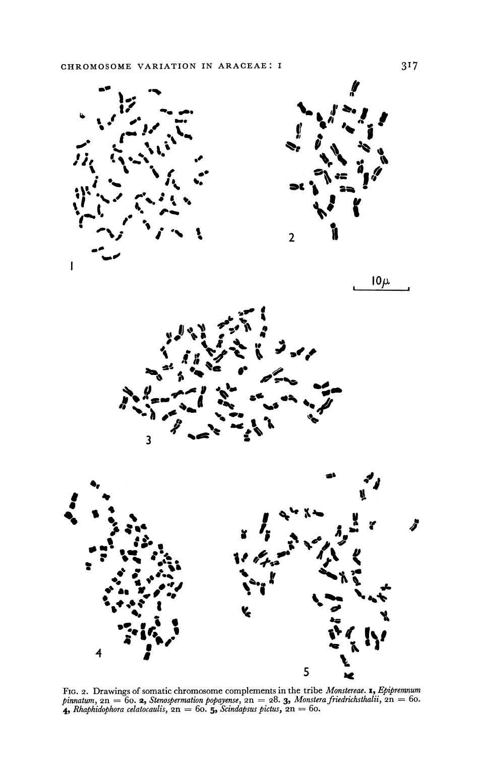Fig. 2. Drawings of somatic chromosome complements in the tribe *Monstereae*. **1**, *Epipremnum pinnatum*, 2n = 60. **2**, *Stenospermation popayense*, 2n = 28. **3**, *Monstera friedrichsthalii*, 2n = 60. **4**, *Rhaphidophora celatocaulis*, 2n = 60. **5**, *Scindapsus pictus*, 2n = 60.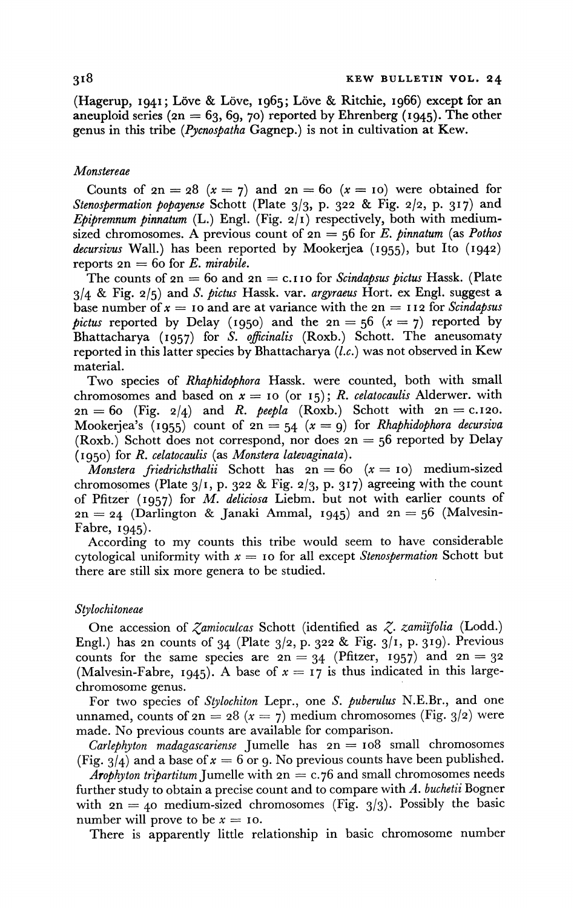(Hagerup, 1941; Löve & Löve, 1965; Löve & Ritchie, 1966) except for an aneuploid series ($2n = 63, 69, 70$) reported by Ehrenberg (1945). The other genus in this tribe (*Pycnospatha* Gagnep.) is not in cultivation at Kew.

### *Monstereae*

Counts of $2n = 28$ ($x = 7$) and $2n = 60$ ($x = 10$) were obtained for *Stenospermation popayense* Schott (Plate 3/3, p. 322 & Fig. 2/2, p. 317) and *Epipremnum pinnatum* (L.) Engl. (Fig. 2/1) respectively, both with medium-sized chromosomes. A previous count of $2n = 56$ for *E. pinnatum* (as *Pothos decursivus* Wall.) has been reported by Mookerjea (1955), but Ito (1942) reports $2n = 60$ for *E. mirabile*.

The counts of $2n = 60$ and $2n = c.110$ for *Scindapsus pictus* Hassk. (Plate 3/4 & Fig. 2/5) and *S. pictus* Hassk. var. *argyraeus* Hort. ex Engl. suggest a base number of $x = 10$ and are at variance with the $2n = 112$ for *Scindapsus pictus* reported by Delay (1950) and the $2n = 56$ ($x = 7$) reported by Bhattacharya (1957) for *S. officinalis* (Roxb.) Schott. The aneusomaty reported in this latter species by Bhattacharya (*l.c.*) was not observed in Kew material.

Two species of *Rhaphidophora* Hassk. were counted, both with small chromosomes and based on $x = 10$ (or 15); *R. celatocaulis* Alderwer. with $2n = 60$ (Fig. 2/4) and *R. peepla* (Roxb.) Schott with $2n = c.120$. Mookerjea's (1955) count of $2n = 54$ ($x = 9$) for *Rhaphidophora decursiva* (Roxb.) Schott does not correspond, nor does $2n = 56$ reported by Delay (1950) for *R. celatocaulis* (as *Monstera latevaginata*).

*Monstera friedrichsthalii* Schott has $2n = 60$ ($x = 10$) medium-sized chromosomes (Plate 3/1, p. 322 & Fig. 2/3, p. 317) agreeing with the count of Pfitzer (1957) for *M. deliciosa* Liebm. but not with earlier counts of $2n = 24$ (Darlington & Janaki Ammal, 1945) and $2n = 56$ (Malvesin-Fabre, 1945).

According to my counts this tribe would seem to have considerable cytological uniformity with $x = 10$ for all except *Stenospermation* Schott but there are still six more genera to be studied.

### *Stylochitoneae*

One accession of *Zamioculcas* Schott (identified as *Z. zamiifolia* (Lodd.) Engl.) has 2n counts of 34 (Plate 3/2, p. 322 & Fig. 3/1, p. 319). Previous counts for the same species are $2n = 34$ (Pfitzer, 1957) and $2n = 32$ (Malvesin-Fabre, 1945). A base of $x = 17$ is thus indicated in this large-chromosome genus.

For two species of *Stylochiton* Lepr., one *S. puberulus* N.E.Br., and one unnamed, counts of $2n = 28$ ($x = 7$) medium chromosomes (Fig. 3/2) were made. No previous counts are available for comparison.

*Carlephyton madagascariense* Jumelle has $2n = 108$ small chromosomes (Fig. 3/4) and a base of $x = 6$ or 9. No previous counts have been published.

*Arophyton tripartitum* Jumelle with $2n = c.76$ and small chromosomes needs further study to obtain a precise count and to compare with *A. buchetii* Bogner with $2n = 40$ medium-sized chromosomes (Fig. 3/3). Possibly the basic number will prove to be $x = 10$.

There is apparently little relationship in basic chromosome number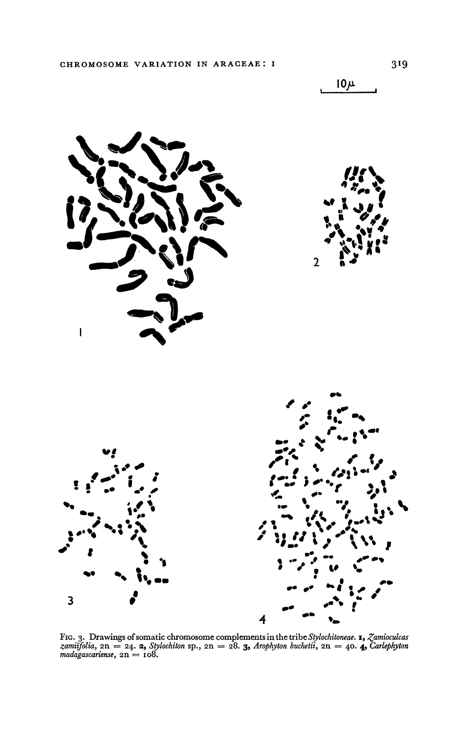FIG. 3. Drawings of somatic chromosome complements in the tribe *Stylochitoneae*. **1**, *Zamioculcas zamiifolia*, 2n = 24. **2**, *Stylochiton* sp., 2n = 28. **3**, *Arophyton buchetii*, 2n = 40. **4**, *Carlephyton madagascariense*, 2n = 108.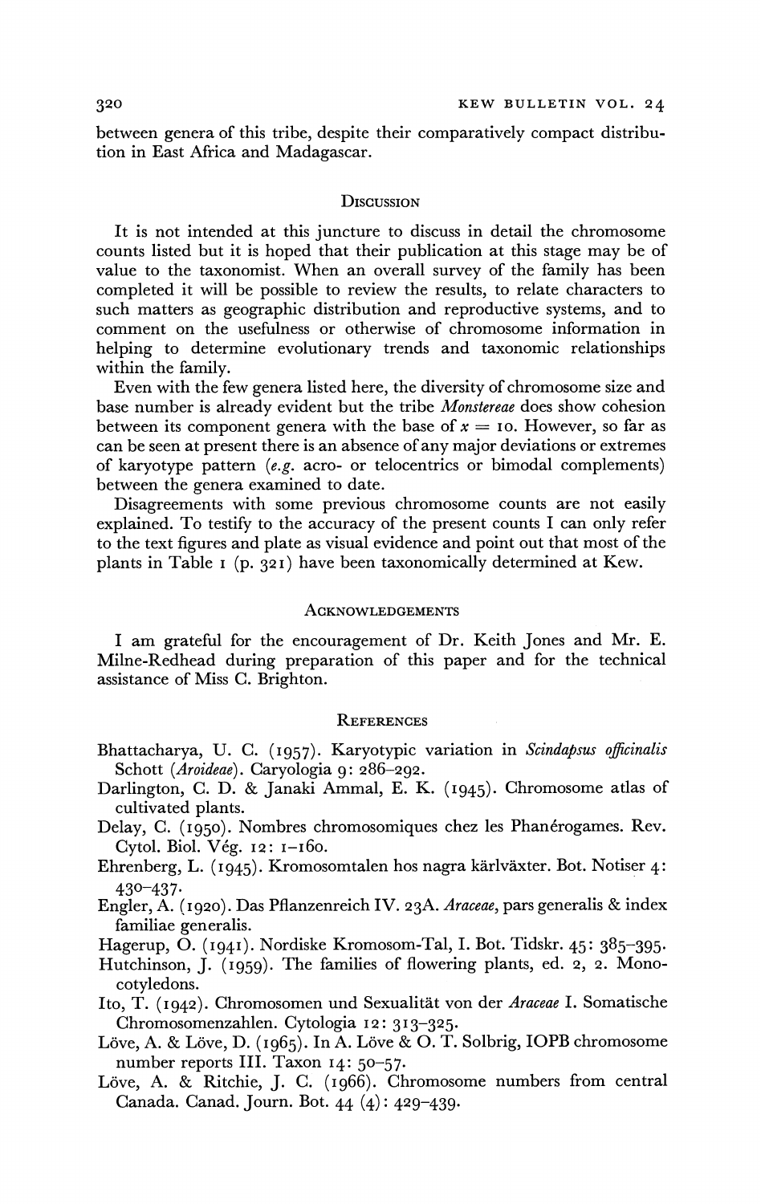between genera of this tribe, despite their comparatively compact distribution in East Africa and Madagascar.

## Discussion

It is not intended at this juncture to discuss in detail the chromosome counts listed but it is hoped that their publication at this stage may be of value to the taxonomist. When an overall survey of the family has been completed it will be possible to review the results, to relate characters to such matters as geographic distribution and reproductive systems, and to comment on the usefulness or otherwise of chromosome information in helping to determine evolutionary trends and taxonomic relationships within the family.

Even with the few genera listed here, the diversity of chromosome size and base number is already evident but the tribe *Monstereae* does show cohesion between its component genera with the base of $x = 10$. However, so far as can be seen at present there is an absence of any major deviations or extremes of karyotype pattern (*e.g.* acro- or telocentrics or bimodal complements) between the genera examined to date.

Disagreements with some previous chromosome counts are not easily explained. To testify to the accuracy of the present counts I can only refer to the text figures and plate as visual evidence and point out that most of the plants in Table 1 (p. 321) have been taxonomically determined at Kew.

## Acknowledgements

I am grateful for the encouragement of Dr. Keith Jones and Mr. E. Milne-Redhead during preparation of this paper and for the technical assistance of Miss C. Brighton.

## References

Bhattacharya, U. C. (1957). Karyotypic variation in *Scindapsus officinalis* Schott (*Aroideae*). Caryologia 9: 286–292.

Darlington, C. D. & Janaki Ammal, E. K. (1945). Chromosome atlas of cultivated plants.

Delay, C. (1950). Nombres chromosomiques chez les Phanérogames. Rev. Cytol. Biol. Vég. 12: 1–160.

Ehrenberg, L. (1945). Kromosomtalen hos nagra kärlväxter. Bot. Notiser 4: 430–437.

Engler, A. (1920). Das Pflanzenreich IV. 23A. *Araceae*, pars generalis & index familiae generalis.

Hagerup, O. (1941). Nordiske Kromosom-Tal, I. Bot. Tidskr. 45: 385–395.

Hutchinson, J. (1959). The families of flowering plants, ed. 2, 2. Monocotyledons.

Ito, T. (1942). Chromosomen und Sexualität von der *Araceae* I. Somatische Chromosomenzahlen. Cytologia 12: 313–325.

Löve, A. & Löve, D. (1965). In A. Löve & O. T. Solbrig, IOPB chromosome number reports III. Taxon 14: 50–57.

Löve, A. & Ritchie, J. C. (1966). Chromosome numbers from central Canada. Canad. Journ. Bot. 44 (4): 429–439.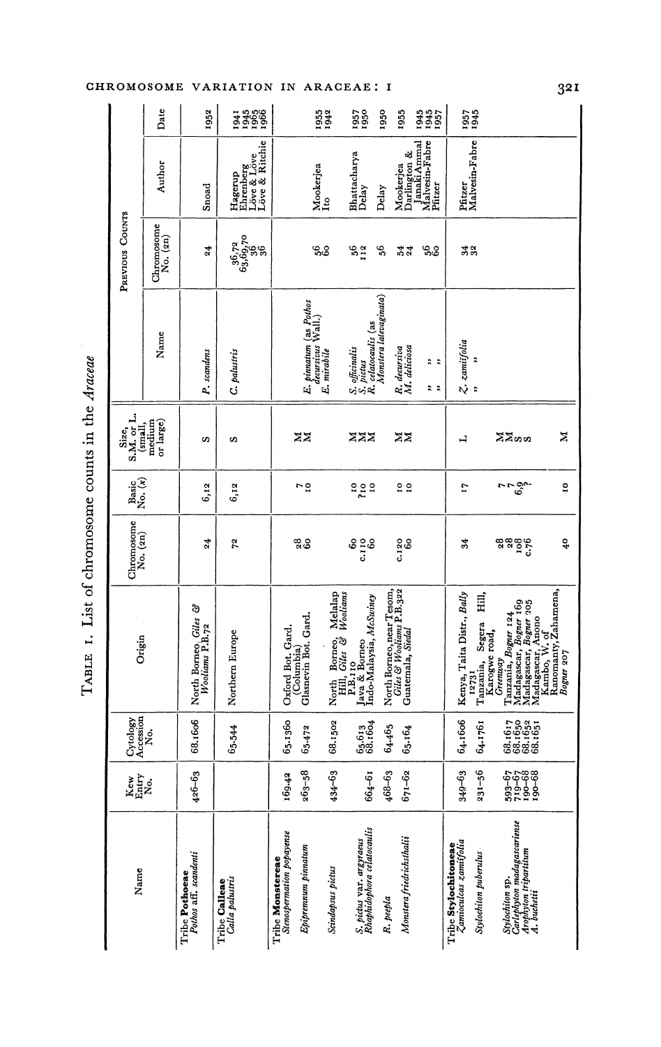TABLE 1. List of chromosome counts in the *Araceae*

| Name | Kew Entry No. | Cytology Accession No. | Origin | Chromosome No. (2n) | Basic No. (x) | Size, S.M. or L. (small, medium or large) | Previous Counts: Name | Chromosome No. (2n) | Author | Date |
|---|---|---|---|---|---|---|---|---|---|---|
| Tribe **Potheae** | | | | | | | | | | |
| *Pothos* aff. *scandenti* | 426–63 | 68.1606 | North Borneo *Giles & Wooliams* P.B.72 | 24 | 6,12 | S | *P. scandens* | 24 | Snoad | 1952 |
| Tribe **Calleae** | | | | | | | | | | |
| *Calla palustris* | | 65.544 | Northern Europe | 72 | 6,12 | S | *C. palustris* | 36,72 | Hagerup | 1941 |
| | | | | | | | | 63,69,70 | Ehrenberg | 1945 |
| | | | | | | | | 36 | Löve & Löve | 1965 |
| | | | | | | | | 36 | Löve & Ritchie | 1966 |
| Tribe **Monstereae** | | | | | | | | | | |
| *Stenospermation popayense* | 169.42 | 65.1360 | Oxford Bot. Gard. (Columbia) | 28 | 7 | M | | | | |
| *Epipremnum pinnatum* | 263–58 | 65.472 | Glasnevin Bot. Gard. | 60 | 10 | M | *E. pinnatum* (as *Pothos decursivus* Wall.) | 56 | Mookerjea | 1955 |
| | | | | | | | *E. mirabile* | 60 | Ito | 1942 |
| *Scindapsus pictus* | 434–63 | 68.1502 | North Borneo, Melalap Hill, *Giles & Wooliams* P.B.110 | 60 | 10 | M | *S. officinalis* | 56 | Bhattacharya | 1957 |
| *S. pictus* var. *argyraeus* | | 65.613 | Java & Borneo | c.110 | ?10 | M | *S. pictus* | 112 | Delay | 1950 |
| *Rhaphidophora celatocaulis* | 664–61 | 68.1604 | Indo-Malaysia, *McSwiney* | 60 | 10 | M | *R. celatocaulis* (as *Monstera latevaginata*) | 56 | Delay | 1950 |
| *R. peepla* | 468–63 | 64.465 | North Borneo, near Tesom, *Giles & Wooliams* P.B.322 | c.120 | 10 | M | *R. decursiva* | 54 | Mookerjea | 1955 |
| *Monstera friedrichsthalii* | 671–62 | 65.164 | Guatemala, *Siedal* | 60 | 10 | M | *M. deliciosa* | 24 | Darlington & Janaki Ammal | 1945 |
| | | | | | | | ,, ,, | 56 | Malvesin-Fabre | 1945 |
| | | | | | | | ,, ,, | 60 | Pfitzer | 1957 |
| Tribe **Stylochitoneae** | | | | | | | | | | |
| *Zamioculcas zamiifolia* | 349–63 | 64.1606 | Kenya, Taita Distr., *Bally* 12731 | 34 | 17 | L | *Z. zamiifolia* | 34 | Pfitzer | 1957 |
| *Stylochiton puberulus* | 231–56 | 64.1761 | Tanzania, Segera Hill, Karogwe road, *Greenway* | | | | ,, ,, | 32 | Malvesin-Fabre | 1945 |
| *Stylochiton* sp. | 593–67 | 68.1617 | Tanzania, *Bogner* 124 | 28 | 7 | M | | | | |
| *Carlephyton madagascariense* | 719–67 | 68.1650 | Madagascar, *Bogner* 169 | 28 | 7 | M | | | | |
| *Arophyton tripartitum* | 190–68 | 68.1652 | Madagascar, *Bogner* 205 | 108 | 6,9? | S | | | | |
| *A. buchetii* | 190–68 | 68.1651 | Madagascar, Anono Kambo, W. of Ranomanty, Zahamena, *Bogner* 207 | c.76 | | S | | | | |
| | | | | 40 | 10 | M | | | | |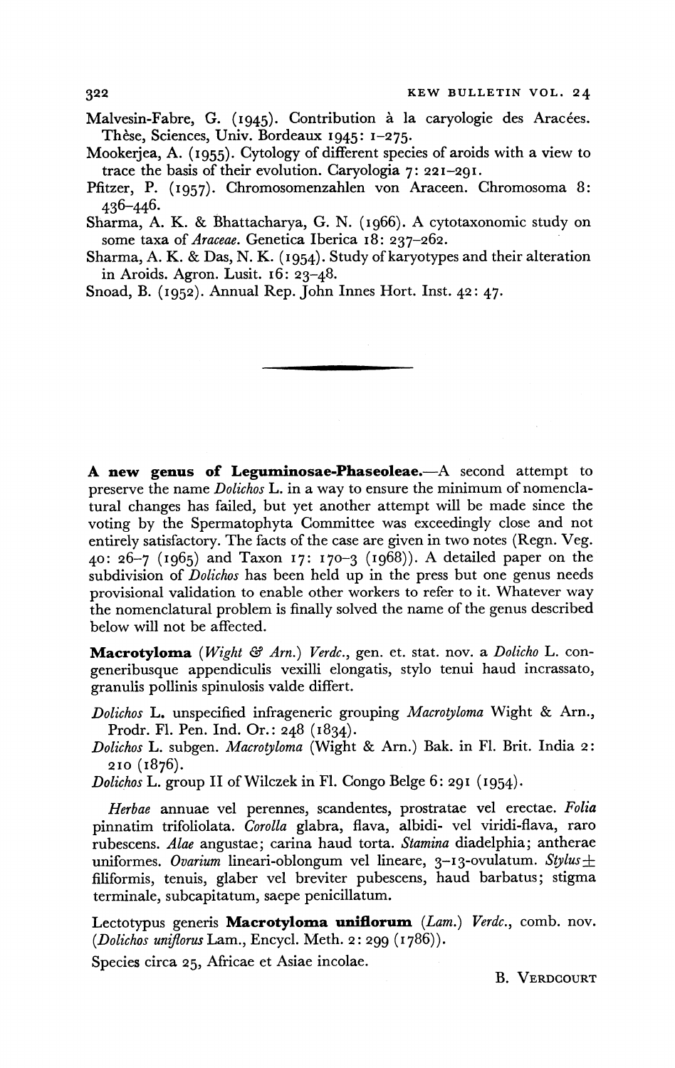Malvesin-Fabre, G. (1945). Contribution à la caryologie des Aracées. Thèse, Sciences, Univ. Bordeaux 1945: 1–275.

Mookerjea, A. (1955). Cytology of different species of aroids with a view to trace the basis of their evolution. Caryologia 7: 221–291.

Pfitzer, P. (1957). Chromosomenzahlen von Araceen. Chromosoma 8: 436–446.

Sharma, A. K. & Bhattacharya, G. N. (1966). A cytotaxonomic study on some taxa of *Araceae*. Genetica Iberica 18: 237–262.

Sharma, A. K. & Das, N. K. (1954). Study of karyotypes and their alteration in Aroids. Agron. Lusit. 16: 23–48.

Snoad, B. (1952). Annual Rep. John Innes Hort. Inst. 42: 47.

---

**A new genus of Leguminosae-Phaseoleae.**—A second attempt to preserve the name *Dolichos* L. in a way to ensure the minimum of nomenclatural changes has failed, but yet another attempt will be made since the voting by the Spermatophyta Committee was exceedingly close and not entirely satisfactory. The facts of the case are given in two notes (Regn. Veg. 40: 26–7 (1965) and Taxon 17: 170–3 (1968)). A detailed paper on the subdivision of *Dolichos* has been held up in the press but one genus needs provisional validation to enable other workers to refer to it. Whatever way the nomenclatural problem is finally solved the name of the genus described below will not be affected.

**Macrotyloma** (*Wight & Arn.*) *Verdc.*, gen. et. stat. nov. a *Dolicho* L. congeneribusque appendiculis vexilli elongatis, stylo tenui haud incrassato, granulis pollinis spinulosis valde differt.

*Dolichos* L. unspecified infrageneric grouping *Macrotyloma* Wight & Arn., Prodr. Fl. Pen. Ind. Or.: 248 (1834).

*Dolichos* L. subgen. *Macrotyloma* (Wight & Arn.) Bak. in Fl. Brit. India 2: 210 (1876).

*Dolichos* L. group II of Wilczek in Fl. Congo Belge 6: 291 (1954).

*Herbae* annuae vel perennes, scandentes, prostratae vel erectae. *Folia* pinnatim trifoliolata. *Corolla* glabra, flava, albidi- vel viridi-flava, raro rubescens. *Alae* angustae; carina haud torta. *Stamina* diadelphia; antherae uniformes. *Ovarium* lineari-oblongum vel lineare, 3–13-ovulatum. *Stylus* ± filiformis, tenuis, glaber vel breviter pubescens, haud barbatus; stigma terminale, subcapitatum, saepe penicillatum.

Lectotypus generis **Macrotyloma uniflorum** (*Lam.*) *Verdc.*, comb. nov. (*Dolichos uniflorus* Lam., Encycl. Meth. 2: 299 (1786)).

Species circa 25, Africae et Asiae incolae.

B. VERDCOURT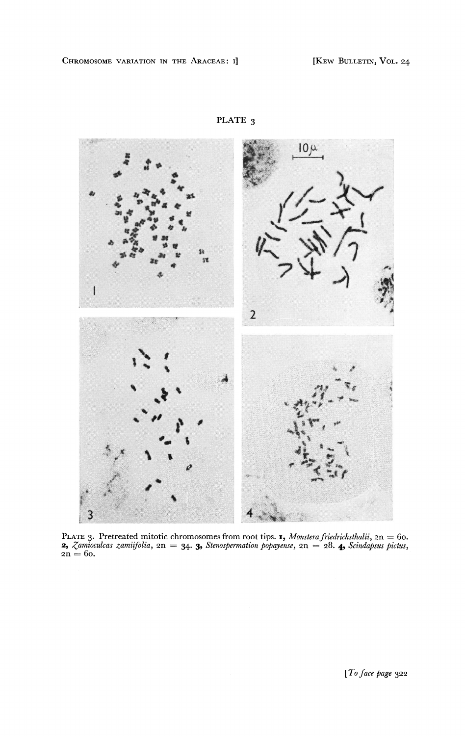PLATE 3

10μ

1

2

3

4

PLATE 3. Pretreated mitotic chromosomes from root tips. **1**, *Monstera friedrichsthalii*, 2n = 60. **2**, *Zamioculcas zamiifolia*, 2n = 34. **3**, *Stenospermation popayense*, 2n = 28. **4**, *Scindapsus pictus*, 2n = 60.

[*To face page* 322